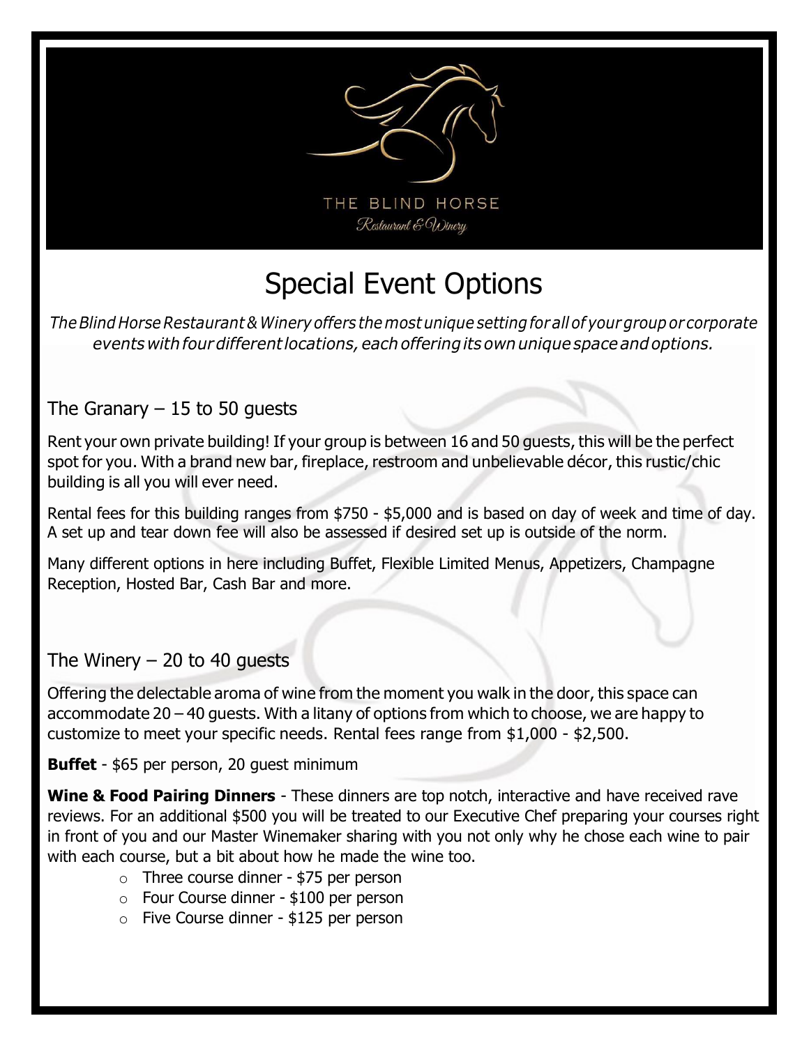THE BLIND HORSE

*Restaurant & Winery*

# Special Event Options

*The Blind Horse Restaurant & Winery offers the most unique setting for all of your group or corporate events with four different locations, each offering its own unique space and options.*

## The Granary – 15 to 50 guests

Rent your own private building! If your group is between 16 and 50 guests, this will be the perfect spot for you. With a brand new bar, fireplace, restroom and unbelievable décor, this rustic/chic building is all you will ever need.

Rental fees for this building ranges from $750 - $5,000 and is based on day of week and time of day. A set up and tear down fee will also be assessed if desired set up is outside of the norm.

Many different options in here including Buffet, Flexible Limited Menus, Appetizers, Champagne Reception, Hosted Bar, Cash Bar and more.

## The Winery – 20 to 40 guests

Offering the delectable aroma of wine from the moment you walk in the door, this space can accommodate 20 – 40 guests. With a litany of options from which to choose, we are happy to customize to meet your specific needs. Rental fees range from $1,000 - $2,500.

**Buffet** - $65 per person, 20 guest minimum

**Wine & Food Pairing Dinners** - These dinners are top notch, interactive and have received rave reviews. For an additional $500 you will be treated to our Executive Chef preparing your courses right in front of you and our Master Winemaker sharing with you not only why he chose each wine to pair with each course, but a bit about how he made the wine too.

- Three course dinner - $75 per person
- Four Course dinner - $100 per person
- Five Course dinner - $125 per person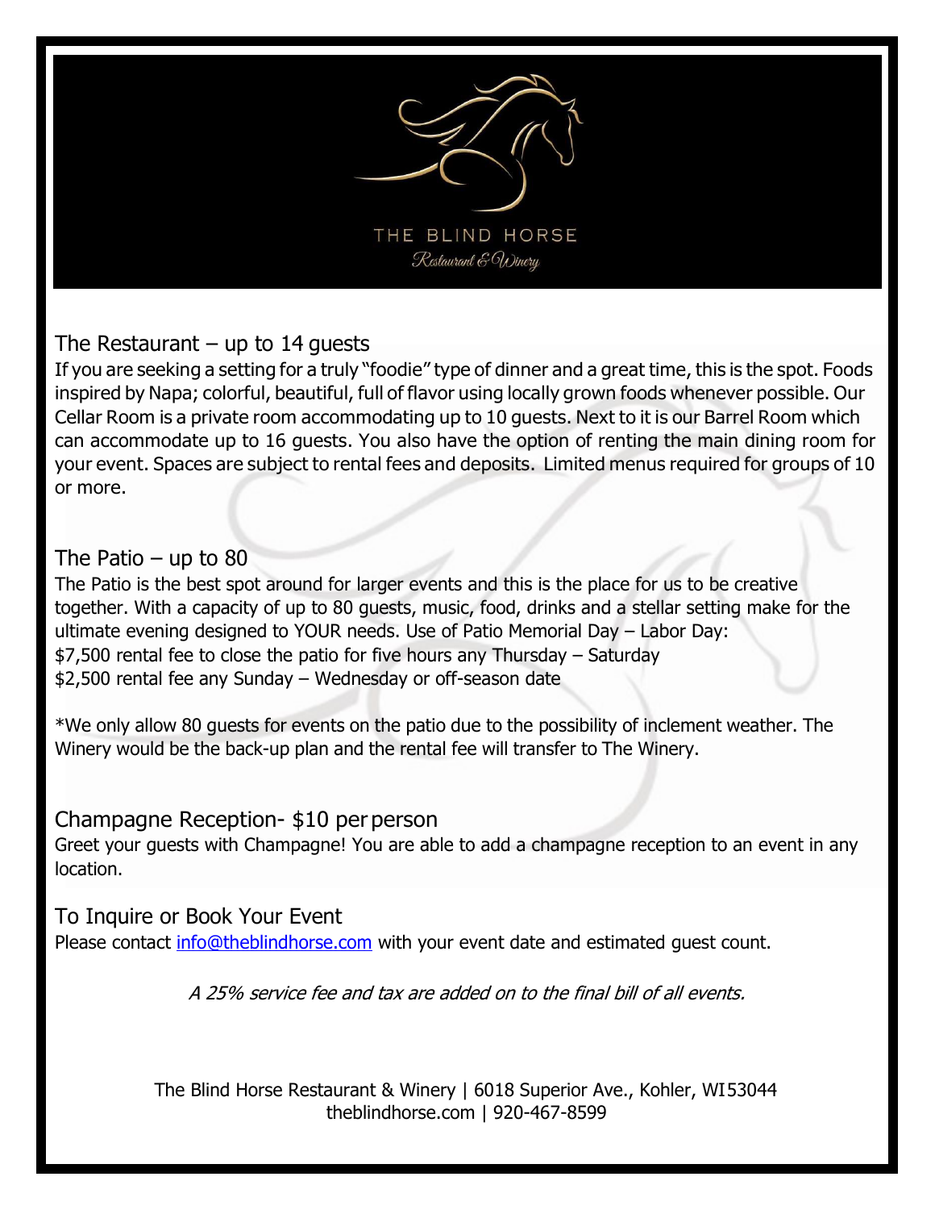THE BLIND HORSE

*Restaurant & Winery*

## The Restaurant – up to 14 guests

If you are seeking a setting for a truly "foodie" type of dinner and a great time, this is the spot. Foods inspired by Napa; colorful, beautiful, full of flavor using locally grown foods whenever possible. Our Cellar Room is a private room accommodating up to 10 guests. Next to it is our Barrel Room which can accommodate up to 16 guests. You also have the option of renting the main dining room for your event. Spaces are subject to rental fees and deposits. Limited menus required for groups of 10 or more.

## The Patio – up to 80

The Patio is the best spot around for larger events and this is the place for us to be creative together. With a capacity of up to 80 guests, music, food, drinks and a stellar setting make for the ultimate evening designed to YOUR needs. Use of Patio Memorial Day – Labor Day:
$7,500 rental fee to close the patio for five hours any Thursday – Saturday
$2,500 rental fee any Sunday – Wednesday or off-season date

*We only allow 80 guests for events on the patio due to the possibility of inclement weather. The Winery would be the back-up plan and the rental fee will transfer to The Winery.

## Champagne Reception- $10 per person

Greet your guests with Champagne! You are able to add a champagne reception to an event in any location.

## To Inquire or Book Your Event

Please contact info@theblindhorse.com with your event date and estimated guest count.

*A 25% service fee and tax are added on to the final bill of all events.*

The Blind Horse Restaurant & Winery | 6018 Superior Ave., Kohler, WI53044
theblindhorse.com | 920-467-8599